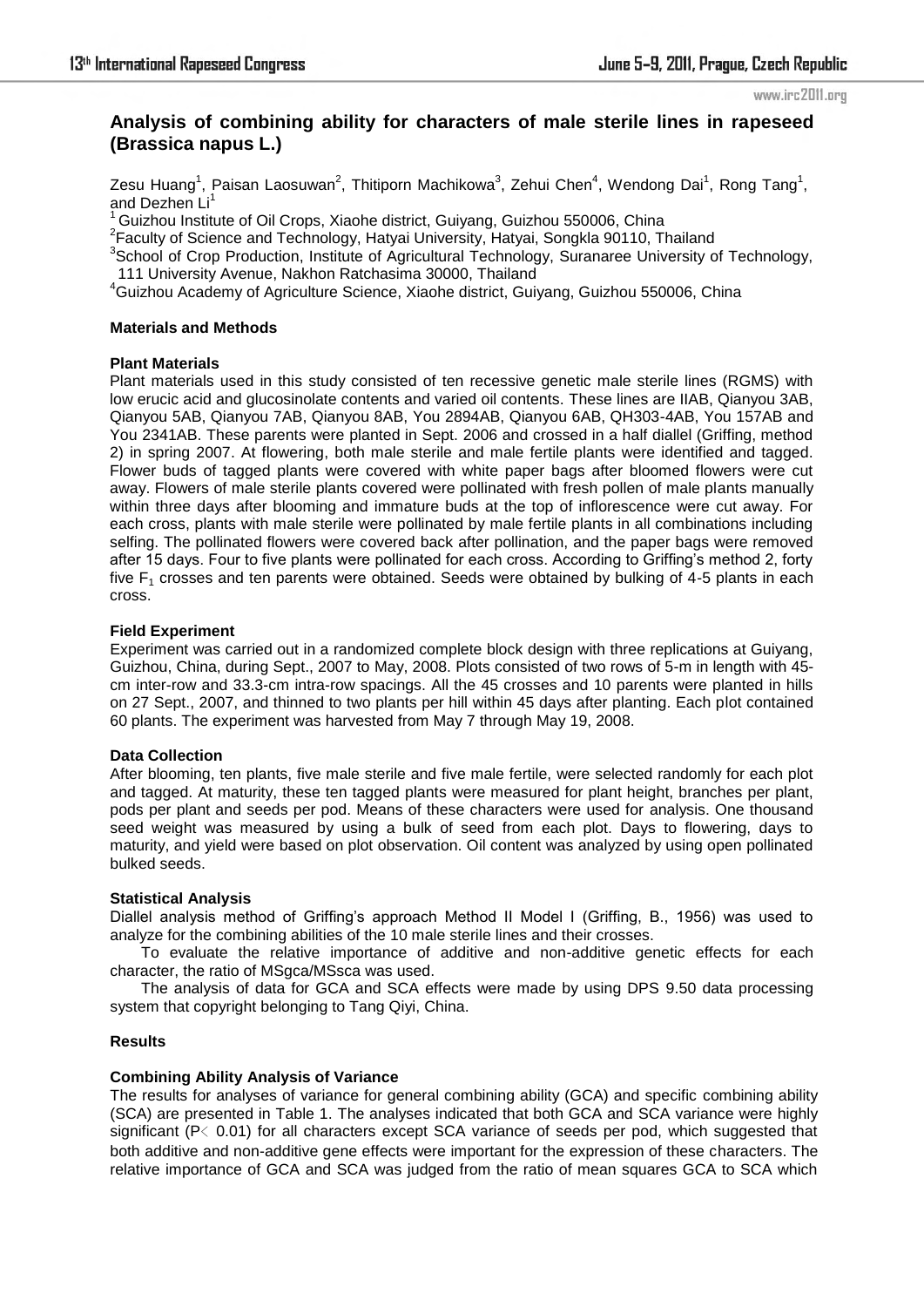# Analysis of combining ability for characters of male sterile lines in rapeseed (Brassica napus L.)

Zesu Huang[1], Paisan Laosuwan[2], Thitiporn Machikowa[3], Zehui Chen[4], Wendong Dai[1], Rong Tang[1], and Dezhen Li[1]

[1] Guizhou Institute of Oil Crops, Xiaohe district, Guiyang, Guizhou 550006, China
[2]Faculty of Science and Technology, Hatyai University, Hatyai, Songkla 90110, Thailand
[3]School of Crop Production, Institute of Agricultural Technology, Suranaree University of Technology, 111 University Avenue, Nakhon Ratchasima 30000, Thailand
[4]Guizhou Academy of Agriculture Science, Xiaohe district, Guiyang, Guizhou 550006, China

## Materials and Methods

### Plant Materials

Plant materials used in this study consisted of ten recessive genetic male sterile lines (RGMS) with low erucic acid and glucosinolate contents and varied oil contents. These lines are IIAB, Qianyou 3AB, Qianyou 5AB, Qianyou 7AB, Qianyou 8AB, You 2894AB, Qianyou 6AB, QH303-4AB, You 157AB and You 2341AB. These parents were planted in Sept. 2006 and crossed in a half diallel (Griffing, method 2) in spring 2007. At flowering, both male sterile and male fertile plants were identified and tagged. Flower buds of tagged plants were covered with white paper bags after bloomed flowers were cut away. Flowers of male sterile plants covered were pollinated with fresh pollen of male plants manually within three days after blooming and immature buds at the top of inflorescence were cut away. For each cross, plants with male sterile were pollinated by male fertile plants in all combinations including selfing. The pollinated flowers were covered back after pollination, and the paper bags were removed after 15 days. Four to five plants were pollinated for each cross. According to Griffing's method 2, forty five $F_1$ crosses and ten parents were obtained. Seeds were obtained by bulking of 4-5 plants in each cross.

### Field Experiment

Experiment was carried out in a randomized complete block design with three replications at Guiyang, Guizhou, China, during Sept., 2007 to May, 2008. Plots consisted of two rows of 5-m in length with 45-cm inter-row and 33.3-cm intra-row spacings. All the 45 crosses and 10 parents were planted in hills on 27 Sept., 2007, and thinned to two plants per hill within 45 days after planting. Each plot contained 60 plants. The experiment was harvested from May 7 through May 19, 2008.

### Data Collection

After blooming, ten plants, five male sterile and five male fertile, were selected randomly for each plot and tagged. At maturity, these ten tagged plants were measured for plant height, branches per plant, pods per plant and seeds per pod. Means of these characters were used for analysis. One thousand seed weight was measured by using a bulk of seed from each plot. Days to flowering, days to maturity, and yield were based on plot observation. Oil content was analyzed by using open pollinated bulked seeds.

### Statistical Analysis

Diallel analysis method of Griffing's approach Method II Model I (Griffing, B., 1956) was used to analyze for the combining abilities of the 10 male sterile lines and their crosses.

To evaluate the relative importance of additive and non-additive genetic effects for each character, the ratio of MSgca/MSsca was used.

The analysis of data for GCA and SCA effects were made by using DPS 9.50 data processing system that copyright belonging to Tang Qiyi, China.

## Results

### Combining Ability Analysis of Variance

The results for analyses of variance for general combining ability (GCA) and specific combining ability (SCA) are presented in Table 1. The analyses indicated that both GCA and SCA variance were highly significant ($P < 0.01$) for all characters except SCA variance of seeds per pod, which suggested that both additive and non-additive gene effects were important for the expression of these characters. The relative importance of GCA and SCA was judged from the ratio of mean squares GCA to SCA which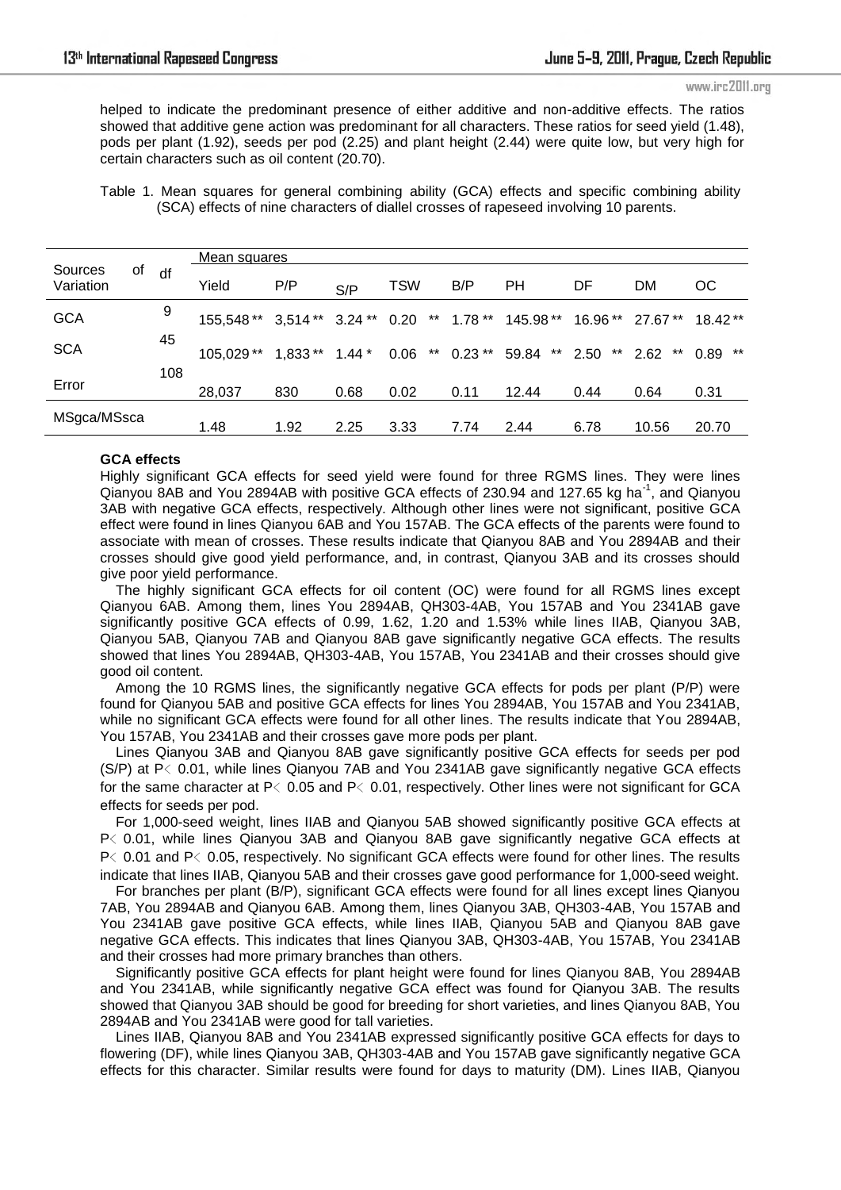helped to indicate the predominant presence of either additive and non-additive effects. The ratios showed that additive gene action was predominant for all characters. These ratios for seed yield (1.48), pods per plant (1.92), seeds per pod (2.25) and plant height (2.44) were quite low, but very high for certain characters such as oil content (20.70).

Table 1. Mean squares for general combining ability (GCA) effects and specific combining ability (SCA) effects of nine characters of diallel crosses of rapeseed involving 10 parents.

| Sources of Variation | df | Mean squares | | | | | | | | |
|---|---|---|---|---|---|---|---|---|---|---|
| | | Yield | P/P | S/P | TSW | B/P | PH | DF | DM | OC |
| GCA | 9 | 155,548 ** | 3,514 ** | 3.24 ** | 0.20 ** | 1.78 ** | 145.98 ** | 16.96 ** | 27.67 ** | 18.42 ** |
| SCA | 45 | 105,029 ** | 1,833 ** | 1.44 * | 0.06 ** | 0.23 ** | 59.84 ** | 2.50 ** | 2.62 ** | 0.89 ** |
| Error | 108 | 28,037 | 830 | 0.68 | 0.02 | 0.11 | 12.44 | 0.44 | 0.64 | 0.31 |
| MSgca/MSsca | | 1.48 | 1.92 | 2.25 | 3.33 | 7.74 | 2.44 | 6.78 | 10.56 | 20.70 |

**GCA effects**

Highly significant GCA effects for seed yield were found for three RGMS lines. They were lines Qianyou 8AB and You 2894AB with positive GCA effects of 230.94 and 127.65 kg ha$^{-1}$, and Qianyou 3AB with negative GCA effects, respectively. Although other lines were not significant, positive GCA effect were found in lines Qianyou 6AB and You 157AB. The GCA effects of the parents were found to associate with mean of crosses. These results indicate that Qianyou 8AB and You 2894AB and their crosses should give good yield performance, and, in contrast, Qianyou 3AB and its crosses should give poor yield performance.

The highly significant GCA effects for oil content (OC) were found for all RGMS lines except Qianyou 6AB. Among them, lines You 2894AB, QH303-4AB, You 157AB and You 2341AB gave significantly positive GCA effects of 0.99, 1.62, 1.20 and 1.53% while lines IIAB, Qianyou 3AB, Qianyou 5AB, Qianyou 7AB and Qianyou 8AB gave significantly negative GCA effects. The results showed that lines You 2894AB, QH303-4AB, You 157AB, You 2341AB and their crosses should give good oil content.

Among the 10 RGMS lines, the significantly negative GCA effects for pods per plant (P/P) were found for Qianyou 5AB and positive GCA effects for lines You 2894AB, You 157AB and You 2341AB, while no significant GCA effects were found for all other lines. The results indicate that You 2894AB, You 157AB, You 2341AB and their crosses gave more pods per plant.

Lines Qianyou 3AB and Qianyou 8AB gave significantly positive GCA effects for seeds per pod (S/P) at $P < 0.01$, while lines Qianyou 7AB and You 2341AB gave significantly negative GCA effects for the same character at $P < 0.05$ and $P < 0.01$, respectively. Other lines were not significant for GCA effects for seeds per pod.

For 1,000-seed weight, lines IIAB and Qianyou 5AB showed significantly positive GCA effects at $P < 0.01$, while lines Qianyou 3AB and Qianyou 8AB gave significantly negative GCA effects at $P < 0.01$ and $P < 0.05$, respectively. No significant GCA effects were found for other lines. The results indicate that lines IIAB, Qianyou 5AB and their crosses gave good performance for 1,000-seed weight.

For branches per plant (B/P), significant GCA effects were found for all lines except lines Qianyou 7AB, You 2894AB and Qianyou 6AB. Among them, lines Qianyou 3AB, QH303-4AB, You 157AB and You 2341AB gave positive GCA effects, while lines IIAB, Qianyou 5AB and Qianyou 8AB gave negative GCA effects. This indicates that lines Qianyou 3AB, QH303-4AB, You 157AB, You 2341AB and their crosses had more primary branches than others.

Significantly positive GCA effects for plant height were found for lines Qianyou 8AB, You 2894AB and You 2341AB, while significantly negative GCA effect was found for Qianyou 3AB. The results showed that Qianyou 3AB should be good for breeding for short varieties, and lines Qianyou 8AB, You 2894AB and You 2341AB were good for tall varieties.

Lines IIAB, Qianyou 8AB and You 2341AB expressed significantly positive GCA effects for days to flowering (DF), while lines Qianyou 3AB, QH303-4AB and You 157AB gave significantly negative GCA effects for this character. Similar results were found for days to maturity (DM). Lines IIAB, Qianyou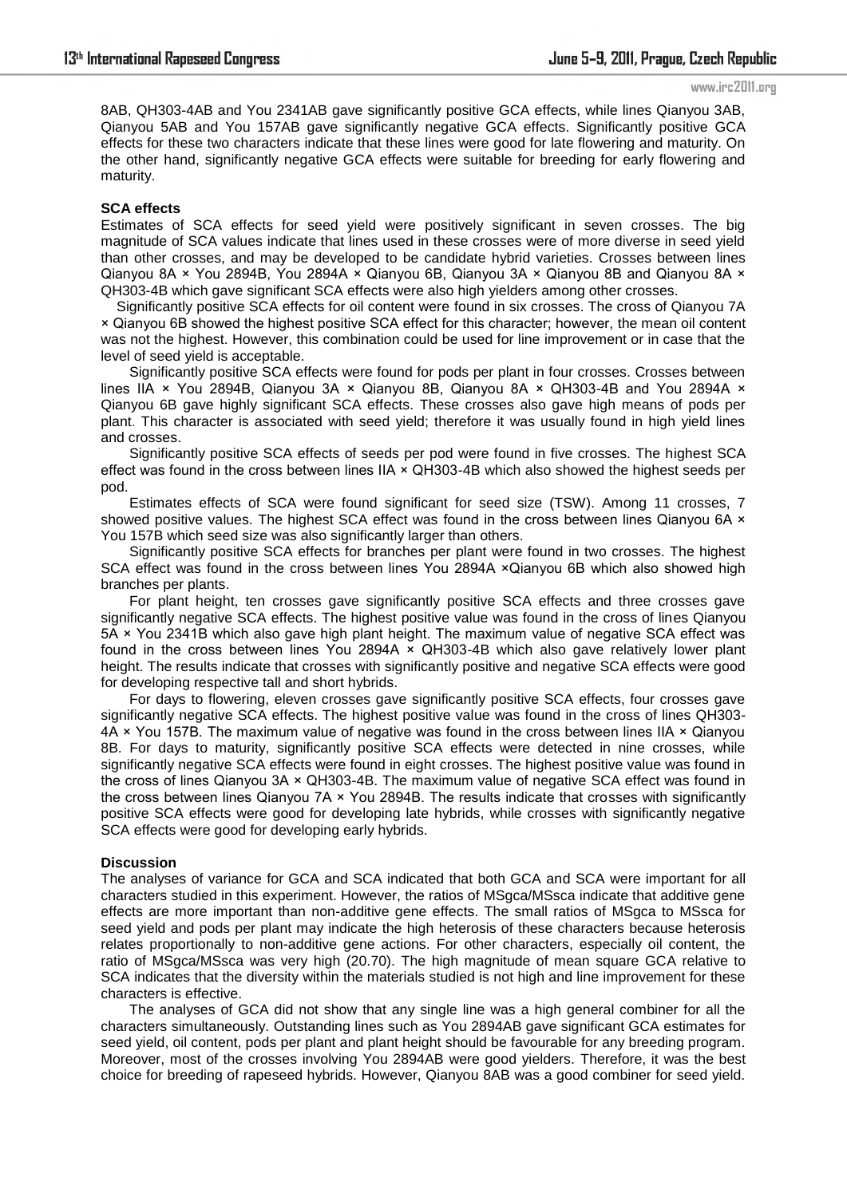8AB, QH303-4AB and You 2341AB gave significantly positive GCA effects, while lines Qianyou 3AB, Qianyou 5AB and You 157AB gave significantly negative GCA effects. Significantly positive GCA effects for these two characters indicate that these lines were good for late flowering and maturity. On the other hand, significantly negative GCA effects were suitable for breeding for early flowering and maturity.

**SCA effects**

Estimates of SCA effects for seed yield were positively significant in seven crosses. The big magnitude of SCA values indicate that lines used in these crosses were of more diverse in seed yield than other crosses, and may be developed to be candidate hybrid varieties. Crosses between lines Qianyou 8A × You 2894B, You 2894A × Qianyou 6B, Qianyou 3A × Qianyou 8B and Qianyou 8A × QH303-4B which gave significant SCA effects were also high yielders among other crosses.

Significantly positive SCA effects for oil content were found in six crosses. The cross of Qianyou 7A × Qianyou 6B showed the highest positive SCA effect for this character; however, the mean oil content was not the highest. However, this combination could be used for line improvement or in case that the level of seed yield is acceptable.

Significantly positive SCA effects were found for pods per plant in four crosses. Crosses between lines IIA × You 2894B, Qianyou 3A × Qianyou 8B, Qianyou 8A × QH303-4B and You 2894A × Qianyou 6B gave highly significant SCA effects. These crosses also gave high means of pods per plant. This character is associated with seed yield; therefore it was usually found in high yield lines and crosses.

Significantly positive SCA effects of seeds per pod were found in five crosses. The highest SCA effect was found in the cross between lines IIA × QH303-4B which also showed the highest seeds per pod.

Estimates effects of SCA were found significant for seed size (TSW). Among 11 crosses, 7 showed positive values. The highest SCA effect was found in the cross between lines Qianyou 6A × You 157B which seed size was also significantly larger than others.

Significantly positive SCA effects for branches per plant were found in two crosses. The highest SCA effect was found in the cross between lines You 2894A ×Qianyou 6B which also showed high branches per plants.

For plant height, ten crosses gave significantly positive SCA effects and three crosses gave significantly negative SCA effects. The highest positive value was found in the cross of lines Qianyou 5A × You 2341B which also gave high plant height. The maximum value of negative SCA effect was found in the cross between lines You 2894A × QH303-4B which also gave relatively lower plant height. The results indicate that crosses with significantly positive and negative SCA effects were good for developing respective tall and short hybrids.

For days to flowering, eleven crosses gave significantly positive SCA effects, four crosses gave significantly negative SCA effects. The highest positive value was found in the cross of lines QH303-4A × You 157B. The maximum value of negative was found in the cross between lines IIA × Qianyou 8B. For days to maturity, significantly positive SCA effects were detected in nine crosses, while significantly negative SCA effects were found in eight crosses. The highest positive value was found in the cross of lines Qianyou 3A × QH303-4B. The maximum value of negative SCA effect was found in the cross between lines Qianyou 7A × You 2894B. The results indicate that crosses with significantly positive SCA effects were good for developing late hybrids, while crosses with significantly negative SCA effects were good for developing early hybrids.

**Discussion**

The analyses of variance for GCA and SCA indicated that both GCA and SCA were important for all characters studied in this experiment. However, the ratios of MSgca/MSsca indicate that additive gene effects are more important than non-additive gene effects. The small ratios of MSgca to MSsca for seed yield and pods per plant may indicate the high heterosis of these characters because heterosis relates proportionally to non-additive gene actions. For other characters, especially oil content, the ratio of MSgca/MSsca was very high (20.70). The high magnitude of mean square GCA relative to SCA indicates that the diversity within the materials studied is not high and line improvement for these characters is effective.

The analyses of GCA did not show that any single line was a high general combiner for all the characters simultaneously. Outstanding lines such as You 2894AB gave significant GCA estimates for seed yield, oil content, pods per plant and plant height should be favourable for any breeding program. Moreover, most of the crosses involving You 2894AB were good yielders. Therefore, it was the best choice for breeding of rapeseed hybrids. However, Qianyou 8AB was a good combiner for seed yield.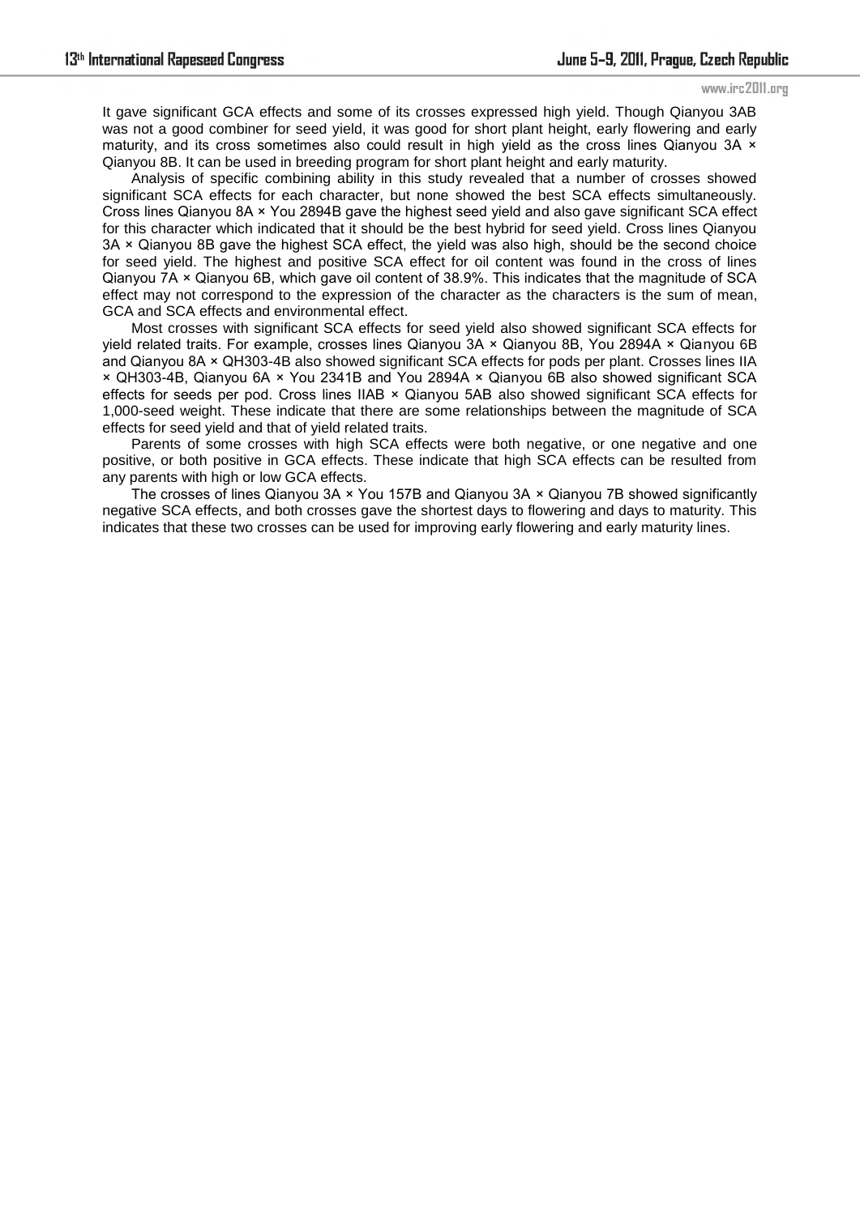It gave significant GCA effects and some of its crosses expressed high yield. Though Qianyou 3AB was not a good combiner for seed yield, it was good for short plant height, early flowering and early maturity, and its cross sometimes also could result in high yield as the cross lines Qianyou 3A × Qianyou 8B. It can be used in breeding program for short plant height and early maturity.

Analysis of specific combining ability in this study revealed that a number of crosses showed significant SCA effects for each character, but none showed the best SCA effects simultaneously. Cross lines Qianyou 8A × You 2894B gave the highest seed yield and also gave significant SCA effect for this character which indicated that it should be the best hybrid for seed yield. Cross lines Qianyou 3A × Qianyou 8B gave the highest SCA effect, the yield was also high, should be the second choice for seed yield. The highest and positive SCA effect for oil content was found in the cross of lines Qianyou 7A × Qianyou 6B, which gave oil content of 38.9%. This indicates that the magnitude of SCA effect may not correspond to the expression of the character as the characters is the sum of mean, GCA and SCA effects and environmental effect.

Most crosses with significant SCA effects for seed yield also showed significant SCA effects for yield related traits. For example, crosses lines Qianyou 3A × Qianyou 8B, You 2894A × Qianyou 6B and Qianyou 8A × QH303-4B also showed significant SCA effects for pods per plant. Crosses lines IIA × QH303-4B, Qianyou 6A × You 2341B and You 2894A × Qianyou 6B also showed significant SCA effects for seeds per pod. Cross lines IIAB × Qianyou 5AB also showed significant SCA effects for 1,000-seed weight. These indicate that there are some relationships between the magnitude of SCA effects for seed yield and that of yield related traits.

Parents of some crosses with high SCA effects were both negative, or one negative and one positive, or both positive in GCA effects. These indicate that high SCA effects can be resulted from any parents with high or low GCA effects.

The crosses of lines Qianyou 3A × You 157B and Qianyou 3A × Qianyou 7B showed significantly negative SCA effects, and both crosses gave the shortest days to flowering and days to maturity. This indicates that these two crosses can be used for improving early flowering and early maturity lines.